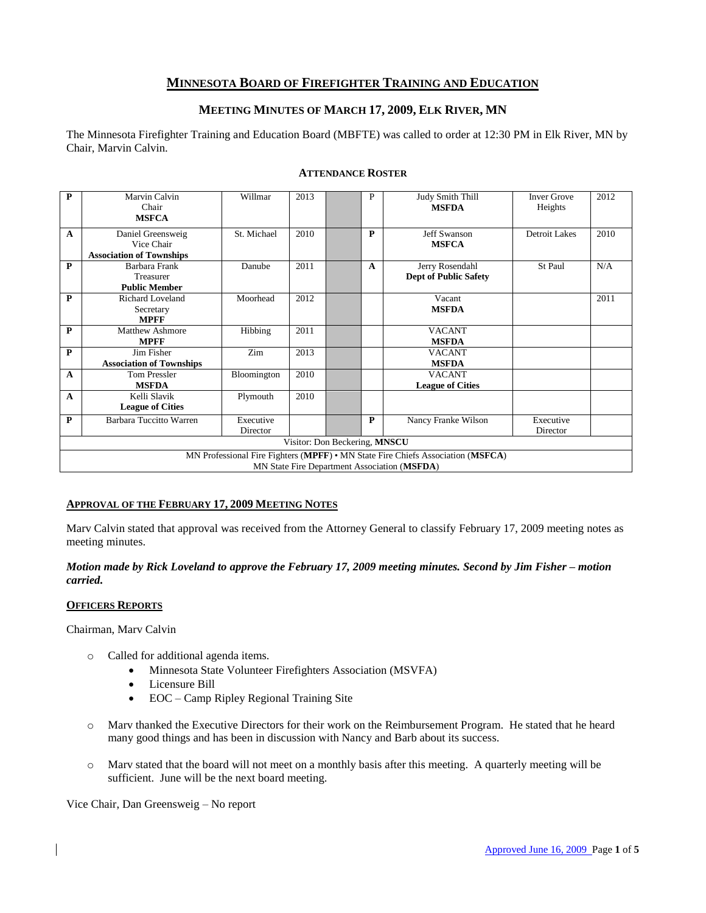# MINNESOTA BOARD OF FIREFIGHTER TRAINING AND EDUCATION

## MEETING MINUTES OF MARCH 17, 2009, ELK RIVER, MN

The Minnesota Firefighter Training and Education Board (MBFTE) was called to order at 12:30 PM in Elk River, MN by Chair, Marvin Calvin.

**ATTENDANCE ROSTER**

| | | | | | | | | |
|---|---|---|---|---|---|---|---|---|
| **P** | Marvin Calvin Chair **MSFCA** | Willmar | 2013 | | P | Judy Smith Thill **MSFDA** | Inver Grove Heights | 2012 |
| **A** | Daniel Greensweig Vice Chair **Association of Townships** | St. Michael | 2010 | | **P** | Jeff Swanson **MSFCA** | Detroit Lakes | 2010 |
| **P** | Barbara Frank Treasurer **Public Member** | Danube | 2011 | | **A** | Jerry Rosendahl **Dept of Public Safety** | St Paul | N/A |
| **P** | Richard Loveland Secretary **MPFF** | Moorhead | 2012 | | | Vacant **MSFDA** | | 2011 |
| **P** | Matthew Ashmore **MPFF** | Hibbing | 2011 | | | VACANT **MSFDA** | | |
| **P** | Jim Fisher **Association of Townships** | Zim | 2013 | | | VACANT **MSFDA** | | |
| **A** | Tom Pressler **MSFDA** | Bloomington | 2010 | | | VACANT **League of Cities** | | |
| **A** | Kelli Slavik **League of Cities** | Plymouth | 2010 | | | | | |
| **P** | Barbara Tuccitto Warren | Executive Director | | | **P** | Nancy Franke Wilson | Executive Director | |
| Visitor: Don Beckering, **MNSCU** | | | | | | | | |
| MN Professional Fire Fighters (**MPFF**) • MN State Fire Chiefs Association (**MSFCA**) MN State Fire Department Association (**MSFDA**) | | | | | | | | |

### APPROVAL OF THE FEBRUARY 17, 2009 MEETING NOTES

Marv Calvin stated that approval was received from the Attorney General to classify February 17, 2009 meeting notes as meeting minutes.

***Motion made by Rick Loveland to approve the February 17, 2009 meeting minutes. Second by Jim Fisher – motion carried.***

### OFFICERS REPORTS

Chairman, Marv Calvin

- Called for additional agenda items.
  - Minnesota State Volunteer Firefighters Association (MSVFA)
  - Licensure Bill
  - EOC – Camp Ripley Regional Training Site
- Marv thanked the Executive Directors for their work on the Reimbursement Program. He stated that he heard many good things and has been in discussion with Nancy and Barb about its success.
- Marv stated that the board will not meet on a monthly basis after this meeting. A quarterly meeting will be sufficient. June will be the next board meeting.

Vice Chair, Dan Greensweig – No report

Approved June 16, 2009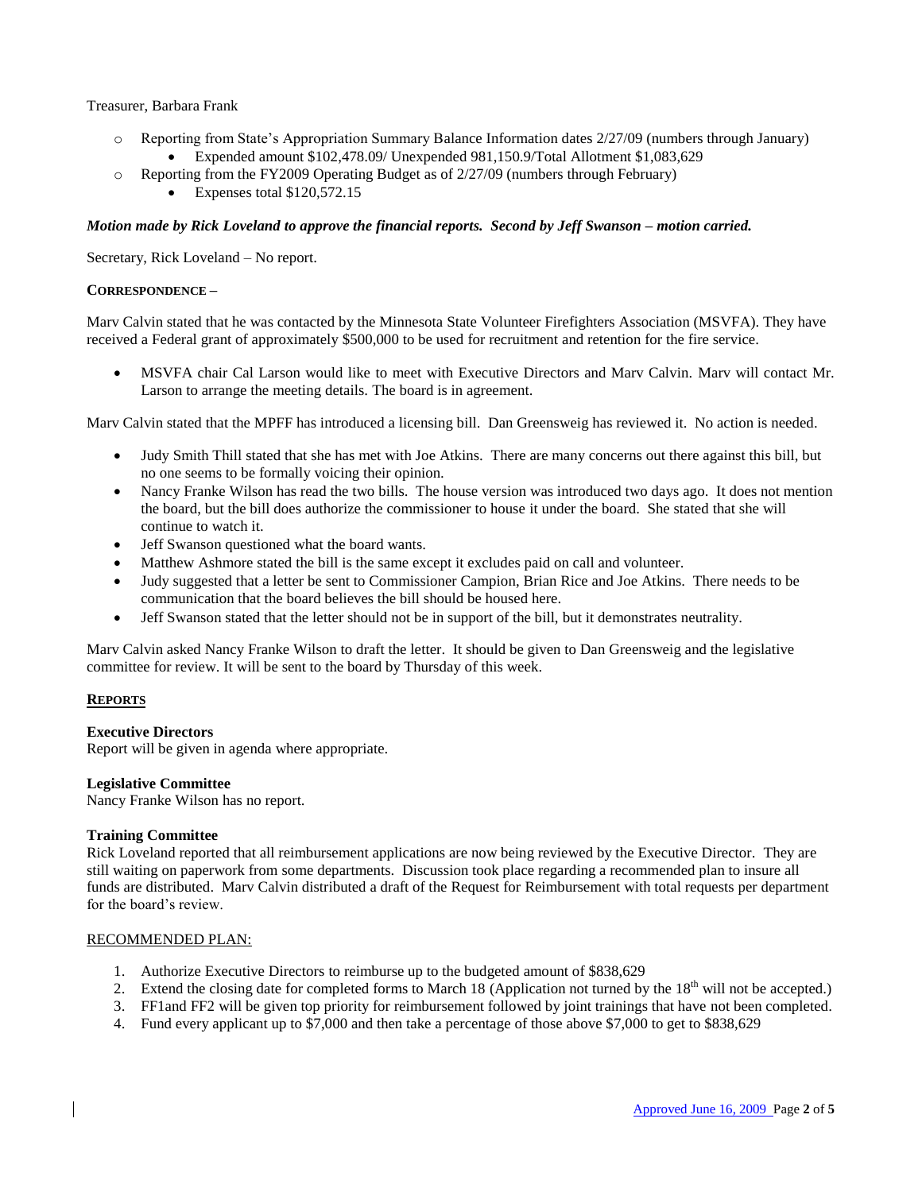Treasurer, Barbara Frank

- Reporting from State's Appropriation Summary Balance Information dates 2/27/09 (numbers through January)
  - Expended amount $102,478.09/ Unexpended 981,150.9/Total Allotment $1,083,629
- Reporting from the FY2009 Operating Budget as of 2/27/09 (numbers through February)
  - Expenses total $120,572.15

***Motion made by Rick Loveland to approve the financial reports. Second by Jeff Swanson – motion carried.***

Secretary, Rick Loveland – No report.

**CORRESPONDENCE –**

Marv Calvin stated that he was contacted by the Minnesota State Volunteer Firefighters Association (MSVFA). They have received a Federal grant of approximately $500,000 to be used for recruitment and retention for the fire service.

- MSVFA chair Cal Larson would like to meet with Executive Directors and Marv Calvin. Marv will contact Mr. Larson to arrange the meeting details. The board is in agreement.

Marv Calvin stated that the MPFF has introduced a licensing bill. Dan Greensweig has reviewed it. No action is needed.

- Judy Smith Thill stated that she has met with Joe Atkins. There are many concerns out there against this bill, but no one seems to be formally voicing their opinion.
- Nancy Franke Wilson has read the two bills. The house version was introduced two days ago. It does not mention the board, but the bill does authorize the commissioner to house it under the board. She stated that she will continue to watch it.
- Jeff Swanson questioned what the board wants.
- Matthew Ashmore stated the bill is the same except it excludes paid on call and volunteer.
- Judy suggested that a letter be sent to Commissioner Campion, Brian Rice and Joe Atkins. There needs to be communication that the board believes the bill should be housed here.
- Jeff Swanson stated that the letter should not be in support of the bill, but it demonstrates neutrality.

Marv Calvin asked Nancy Franke Wilson to draft the letter. It should be given to Dan Greensweig and the legislative committee for review. It will be sent to the board by Thursday of this week.

## REPORTS

**Executive Directors**
Report will be given in agenda where appropriate.

**Legislative Committee**
Nancy Franke Wilson has no report.

**Training Committee**
Rick Loveland reported that all reimbursement applications are now being reviewed by the Executive Director. They are still waiting on paperwork from some departments. Discussion took place regarding a recommended plan to insure all funds are distributed. Marv Calvin distributed a draft of the Request for Reimbursement with total requests per department for the board's review.

RECOMMENDED PLAN:

1. Authorize Executive Directors to reimburse up to the budgeted amount of $838,629
2. Extend the closing date for completed forms to March 18 (Application not turned by the 18th will not be accepted.)
3. FF1and FF2 will be given top priority for reimbursement followed by joint trainings that have not been completed.
4. Fund every applicant up to $7,000 and then take a percentage of those above $7,000 to get to $838,629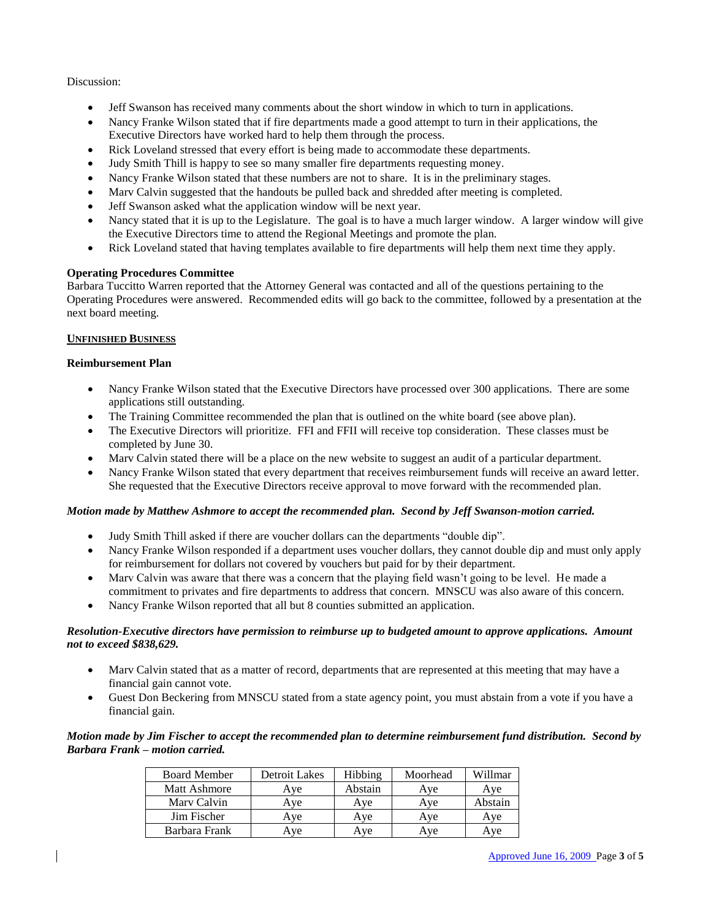Discussion:

- Jeff Swanson has received many comments about the short window in which to turn in applications.
- Nancy Franke Wilson stated that if fire departments made a good attempt to turn in their applications, the Executive Directors have worked hard to help them through the process.
- Rick Loveland stressed that every effort is being made to accommodate these departments.
- Judy Smith Thill is happy to see so many smaller fire departments requesting money.
- Nancy Franke Wilson stated that these numbers are not to share. It is in the preliminary stages.
- Marv Calvin suggested that the handouts be pulled back and shredded after meeting is completed.
- Jeff Swanson asked what the application window will be next year.
- Nancy stated that it is up to the Legislature. The goal is to have a much larger window. A larger window will give the Executive Directors time to attend the Regional Meetings and promote the plan.
- Rick Loveland stated that having templates available to fire departments will help them next time they apply.

**Operating Procedures Committee**
Barbara Tuccitto Warren reported that the Attorney General was contacted and all of the questions pertaining to the Operating Procedures were answered. Recommended edits will go back to the committee, followed by a presentation at the next board meeting.

**UNFINISHED BUSINESS**

**Reimbursement Plan**

- Nancy Franke Wilson stated that the Executive Directors have processed over 300 applications. There are some applications still outstanding.
- The Training Committee recommended the plan that is outlined on the white board (see above plan).
- The Executive Directors will prioritize. FFI and FFII will receive top consideration. These classes must be completed by June 30.
- Marv Calvin stated there will be a place on the new website to suggest an audit of a particular department.
- Nancy Franke Wilson stated that every department that receives reimbursement funds will receive an award letter. She requested that the Executive Directors receive approval to move forward with the recommended plan.

***Motion made by Matthew Ashmore to accept the recommended plan. Second by Jeff Swanson-motion carried.***

- Judy Smith Thill asked if there are voucher dollars can the departments "double dip".
- Nancy Franke Wilson responded if a department uses voucher dollars, they cannot double dip and must only apply for reimbursement for dollars not covered by vouchers but paid for by their department.
- Marv Calvin was aware that there was a concern that the playing field wasn't going to be level. He made a commitment to privates and fire departments to address that concern. MNSCU was also aware of this concern.
- Nancy Franke Wilson reported that all but 8 counties submitted an application.

***Resolution-Executive directors have permission to reimburse up to budgeted amount to approve applications. Amount not to exceed $838,629.***

- Marv Calvin stated that as a matter of record, departments that are represented at this meeting that may have a financial gain cannot vote.
- Guest Don Beckering from MNSCU stated from a state agency point, you must abstain from a vote if you have a financial gain.

***Motion made by Jim Fischer to accept the recommended plan to determine reimbursement fund distribution. Second by Barbara Frank – motion carried.***

| Board Member | Detroit Lakes | Hibbing | Moorhead | Willmar |
|---|---|---|---|---|
| Matt Ashmore | Aye | Abstain | Aye | Aye |
| Marv Calvin | Aye | Aye | Aye | Abstain |
| Jim Fischer | Aye | Aye | Aye | Aye |
| Barbara Frank | Aye | Aye | Aye | Aye |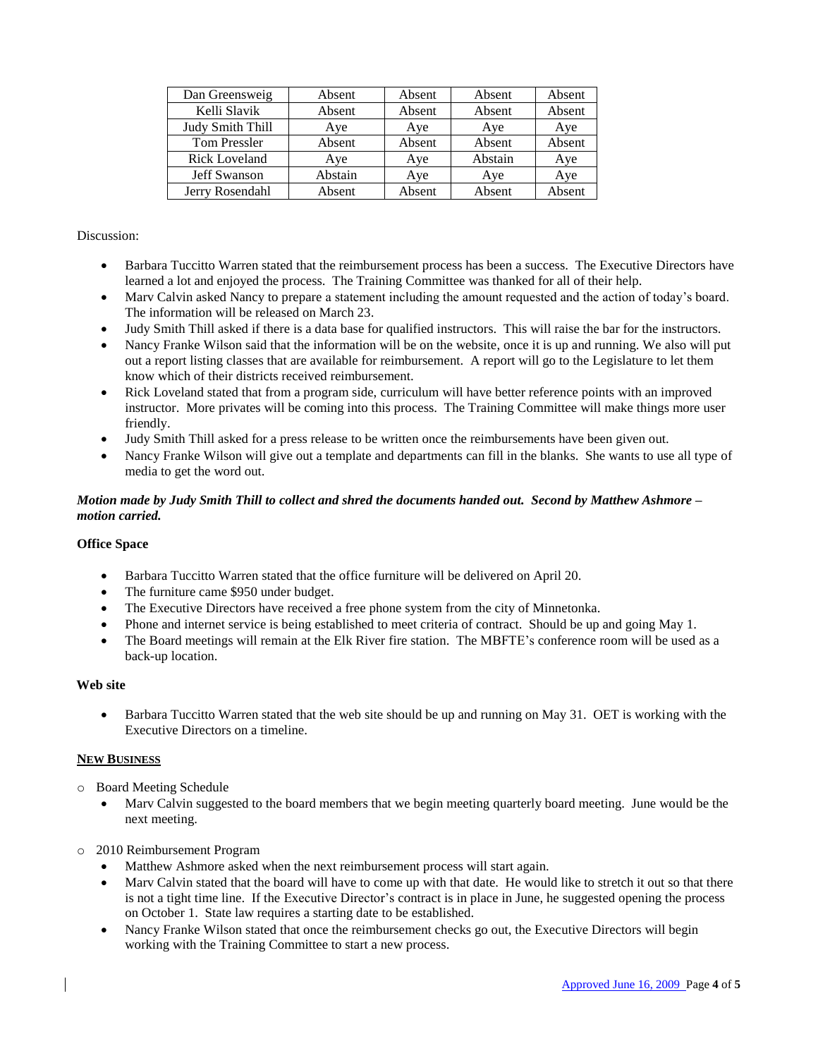| | | | | |
|---|---|---|---|---|
| Dan Greensweig | Absent | Absent | Absent | Absent |
| Kelli Slavik | Absent | Absent | Absent | Absent |
| Judy Smith Thill | Aye | Aye | Aye | Aye |
| Tom Pressler | Absent | Absent | Absent | Absent |
| Rick Loveland | Aye | Aye | Abstain | Aye |
| Jeff Swanson | Abstain | Aye | Aye | Aye |
| Jerry Rosendahl | Absent | Absent | Absent | Absent |

Discussion:

- Barbara Tuccitto Warren stated that the reimbursement process has been a success. The Executive Directors have learned a lot and enjoyed the process. The Training Committee was thanked for all of their help.
- Marv Calvin asked Nancy to prepare a statement including the amount requested and the action of today's board. The information will be released on March 23.
- Judy Smith Thill asked if there is a data base for qualified instructors. This will raise the bar for the instructors.
- Nancy Franke Wilson said that the information will be on the website, once it is up and running. We also will put out a report listing classes that are available for reimbursement. A report will go to the Legislature to let them know which of their districts received reimbursement.
- Rick Loveland stated that from a program side, curriculum will have better reference points with an improved instructor. More privates will be coming into this process. The Training Committee will make things more user friendly.
- Judy Smith Thill asked for a press release to be written once the reimbursements have been given out.
- Nancy Franke Wilson will give out a template and departments can fill in the blanks. She wants to use all type of media to get the word out.

***Motion made by Judy Smith Thill to collect and shred the documents handed out. Second by Matthew Ashmore – motion carried.***

**Office Space**

- Barbara Tuccitto Warren stated that the office furniture will be delivered on April 20.
- The furniture came $950 under budget.
- The Executive Directors have received a free phone system from the city of Minnetonka.
- Phone and internet service is being established to meet criteria of contract. Should be up and going May 1.
- The Board meetings will remain at the Elk River fire station. The MBFTE's conference room will be used as a back-up location.

**Web site**

- Barbara Tuccitto Warren stated that the web site should be up and running on May 31. OET is working with the Executive Directors on a timeline.

**NEW BUSINESS**

- Board Meeting Schedule
  - Marv Calvin suggested to the board members that we begin meeting quarterly board meeting. June would be the next meeting.
- 2010 Reimbursement Program
  - Matthew Ashmore asked when the next reimbursement process will start again.
  - Marv Calvin stated that the board will have to come up with that date. He would like to stretch it out so that there is not a tight time line. If the Executive Director's contract is in place in June, he suggested opening the process on October 1. State law requires a starting date to be established.
  - Nancy Franke Wilson stated that once the reimbursement checks go out, the Executive Directors will begin working with the Training Committee to start a new process.

Approved June 16, 2009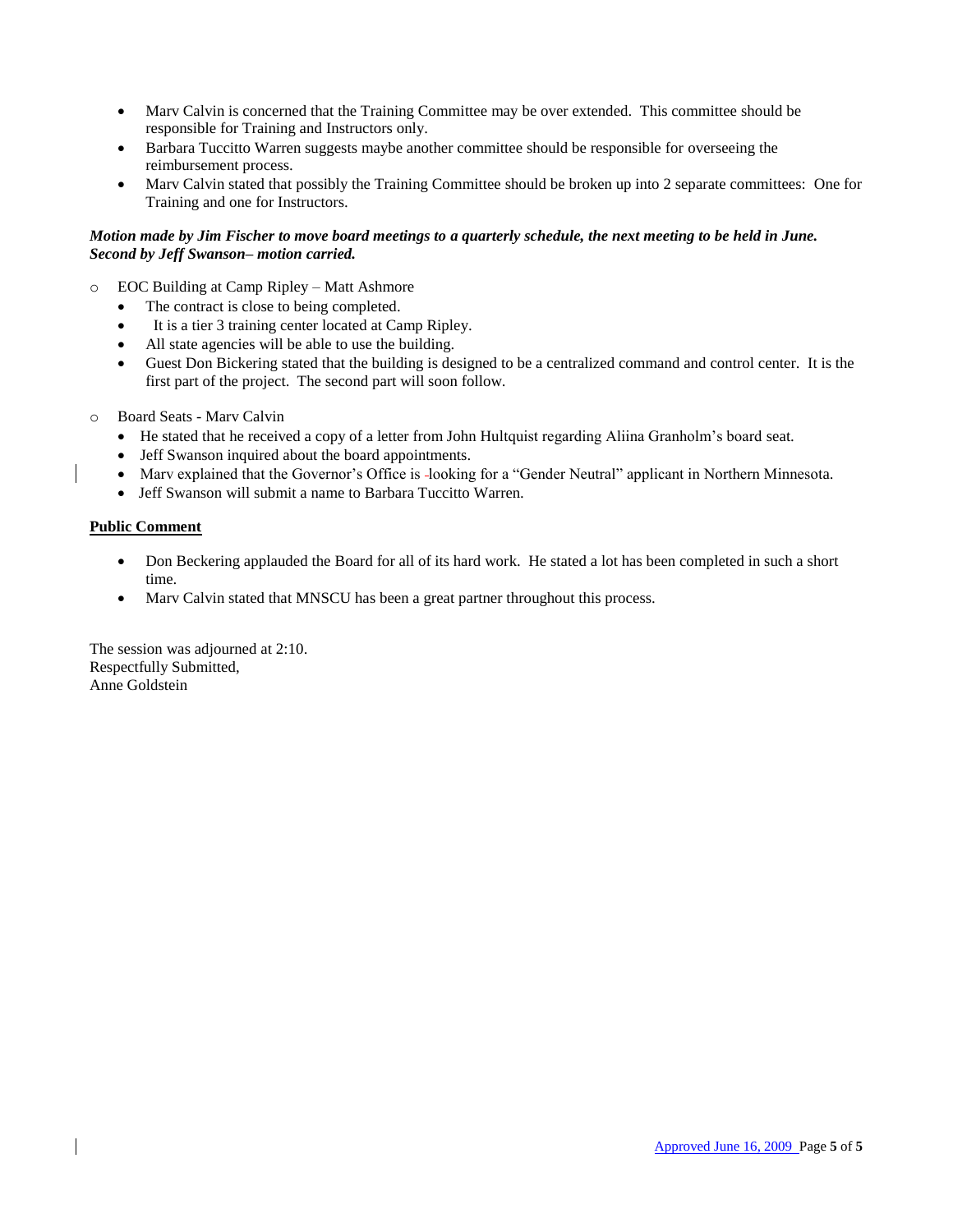- Marv Calvin is concerned that the Training Committee may be over extended. This committee should be responsible for Training and Instructors only.
- Barbara Tuccitto Warren suggests maybe another committee should be responsible for overseeing the reimbursement process.
- Marv Calvin stated that possibly the Training Committee should be broken up into 2 separate committees: One for Training and one for Instructors.

***Motion made by Jim Fischer to move board meetings to a quarterly schedule, the next meeting to be held in June. Second by Jeff Swanson– motion carried.***

- EOC Building at Camp Ripley – Matt Ashmore
  - The contract is close to being completed.
  - It is a tier 3 training center located at Camp Ripley.
  - All state agencies will be able to use the building.
  - Guest Don Bickering stated that the building is designed to be a centralized command and control center. It is the first part of the project. The second part will soon follow.
- Board Seats - Marv Calvin
  - He stated that he received a copy of a letter from John Hultquist regarding Aliina Granholm's board seat.
  - Jeff Swanson inquired about the board appointments.
  - Marv explained that the Governor's Office is looking for a "Gender Neutral" applicant in Northern Minnesota.
  - Jeff Swanson will submit a name to Barbara Tuccitto Warren.

**Public Comment**

- Don Beckering applauded the Board for all of its hard work. He stated a lot has been completed in such a short time.
- Marv Calvin stated that MNSCU has been a great partner throughout this process.

The session was adjourned at 2:10.
Respectfully Submitted,
Anne Goldstein

Approved June 16, 2009